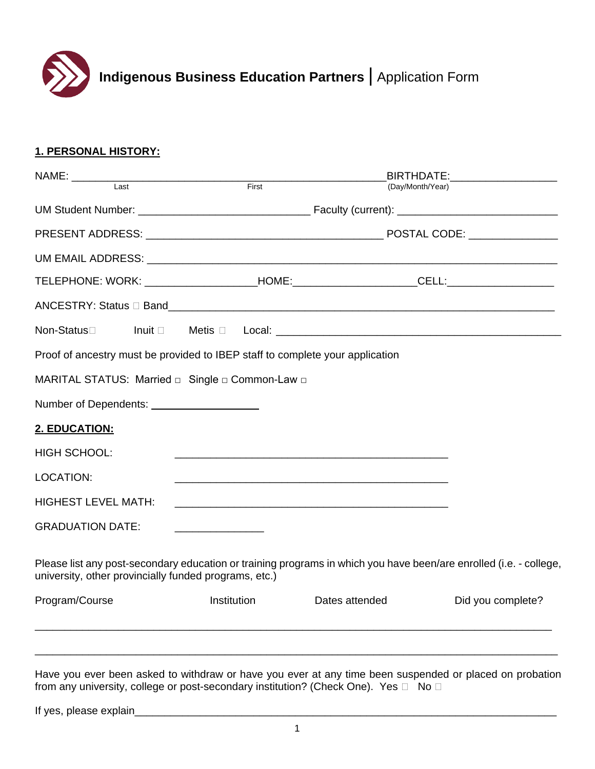# **Indigenous Business Education Partners** | Application Form

## 1. PERSONAL HISTORY:

NAME: ______________________________________________ BIRTHDATE: ________________
Last First (Day/Month/Year)

UM Student Number: ___________________________ Faculty (current): __________________________

PRESENT ADDRESS: ______________________________________ POSTAL CODE: ______________

UM EMAIL ADDRESS: _______________________________________________________________

TELEPHONE: WORK: _________________ HOME: ___________________ CELL: _________________

ANCESTRY: Status ☐ Band_______________________________________________________________

Non-Status☐ Inuit ☐ Metis ☐ Local: _____________________________________________

Proof of ancestry must be provided to IBEP staff to complete your application

MARITAL STATUS: Married ☐ Single ☐ Common-Law ☐

Number of Dependents: _________________

## 2. EDUCATION:

HIGH SCHOOL: ____________________________________________

LOCATION: ____________________________________________

HIGHEST LEVEL MATH: ____________________________________________

GRADUATION DATE: ______________

Please list any post-secondary education or training programs in which you have been/are enrolled (i.e. - college, university, other provincially funded programs, etc.)

| Program/Course | Institution | Dates attended | Did you complete? |
|---|---|---|---|
| | | | |
| | | | |

Have you ever been asked to withdraw or have you ever at any time been suspended or placed on probation from any university, college or post-secondary institution? (Check One). Yes ☐ No ☐

If yes, please explain______________________________________________________________________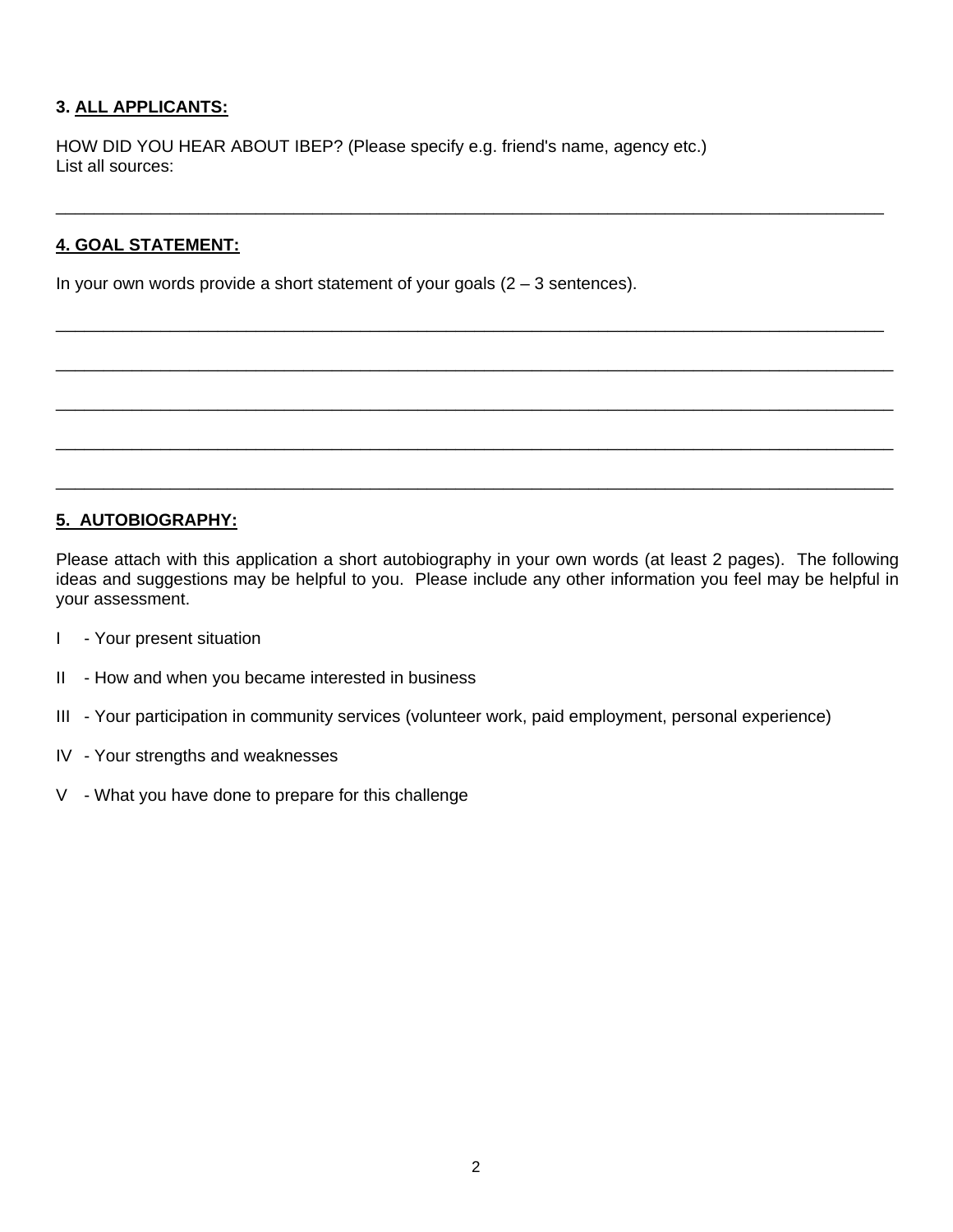**3. ALL APPLICANTS:**

HOW DID YOU HEAR ABOUT IBEP? (Please specify e.g. friend's name, agency etc.)
List all sources:

_______________________________________________________________________________

**4. GOAL STATEMENT:**

In your own words provide a short statement of your goals (2 – 3 sentences).

_______________________________________________________________________________

_______________________________________________________________________________

_______________________________________________________________________________

_______________________________________________________________________________

_______________________________________________________________________________

**5. AUTOBIOGRAPHY:**

Please attach with this application a short autobiography in your own words (at least 2 pages). The following ideas and suggestions may be helpful to you. Please include any other information you feel may be helpful in your assessment.

I - Your present situation

II - How and when you became interested in business

III - Your participation in community services (volunteer work, paid employment, personal experience)

IV - Your strengths and weaknesses

V - What you have done to prepare for this challenge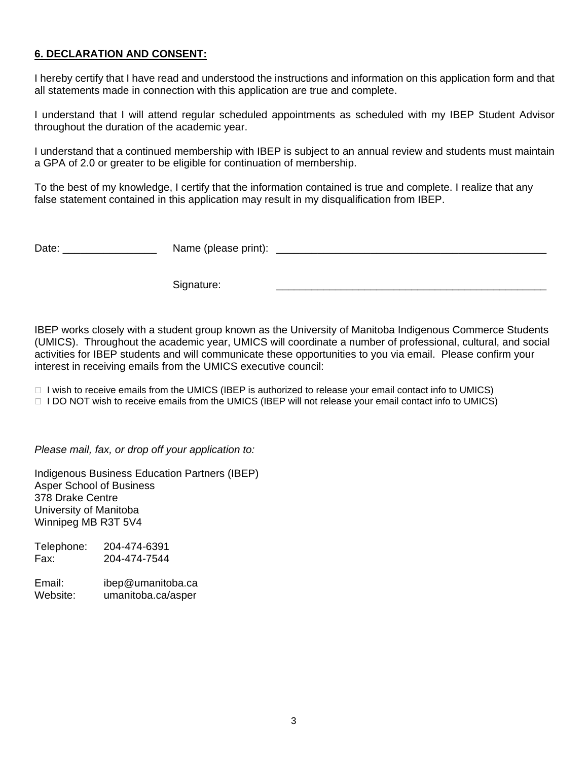**6. DECLARATION AND CONSENT:**

I hereby certify that I have read and understood the instructions and information on this application form and that all statements made in connection with this application are true and complete.

I understand that I will attend regular scheduled appointments as scheduled with my IBEP Student Advisor throughout the duration of the academic year.

I understand that a continued membership with IBEP is subject to an annual review and students must maintain a GPA of 2.0 or greater to be eligible for continuation of membership.

To the best of my knowledge, I certify that the information contained is true and complete. I realize that any false statement contained in this application may result in my disqualification from IBEP.

Date: ________________ Name (please print): _______________________________________________

Signature: _______________________________________________

IBEP works closely with a student group known as the University of Manitoba Indigenous Commerce Students (UMICS). Throughout the academic year, UMICS will coordinate a number of professional, cultural, and social activities for IBEP students and will communicate these opportunities to you via email. Please confirm your interest in receiving emails from the UMICS executive council:

☐ I wish to receive emails from the UMICS (IBEP is authorized to release your email contact info to UMICS)
☐ I DO NOT wish to receive emails from the UMICS (IBEP will not release your email contact info to UMICS)

*Please mail, fax, or drop off your application to:*

Indigenous Business Education Partners (IBEP)
Asper School of Business
378 Drake Centre
University of Manitoba
Winnipeg MB R3T 5V4

Telephone: 204-474-6391
Fax: 204-474-7544

Email: ibep@umanitoba.ca
Website: umanitoba.ca/asper